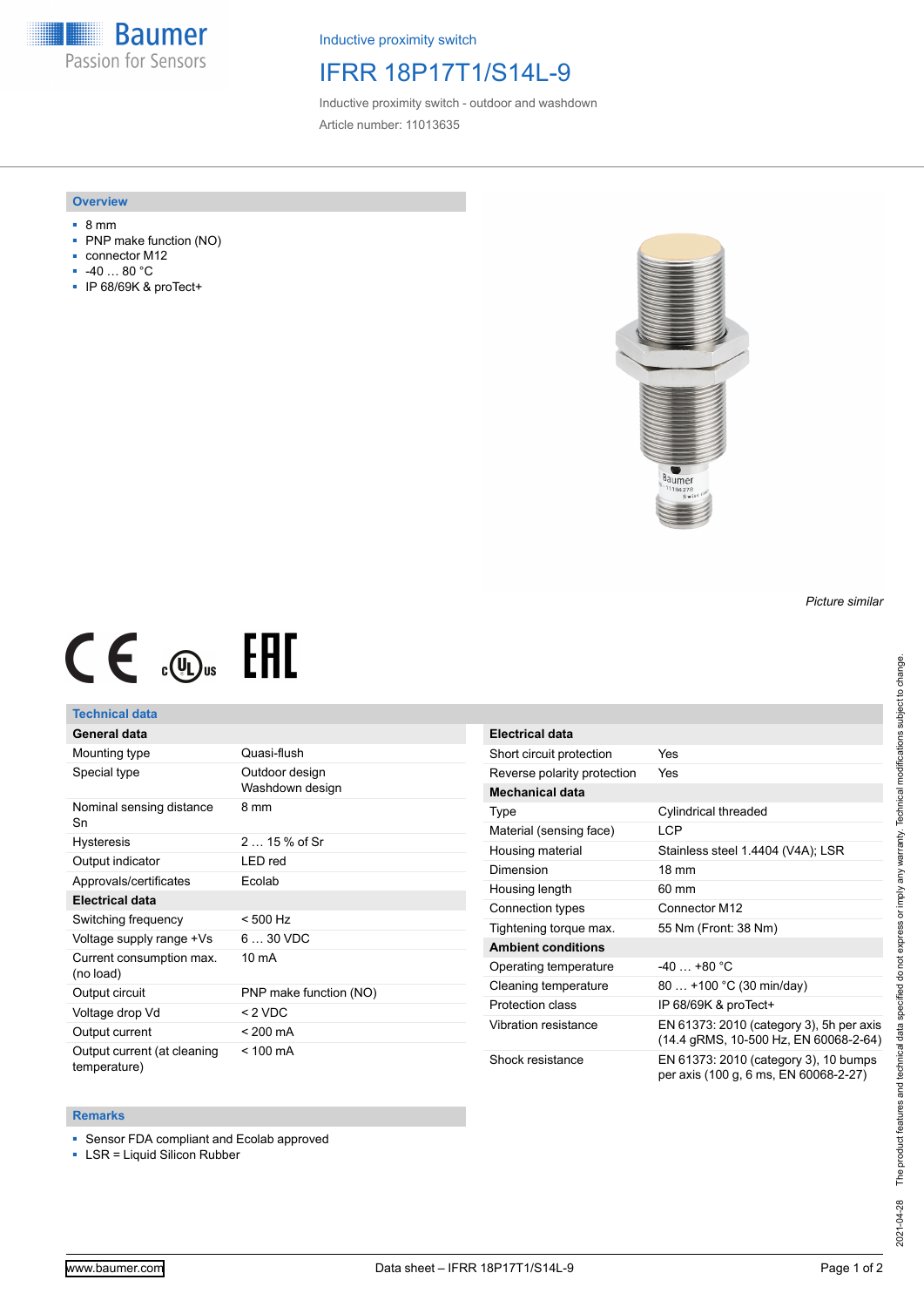Inductive proximity switch

# IFRR 18P17T1/S14L-9

Inductive proximity switch - outdoor and washdown

Article number: 11013635

## Overview

- 8 mm
- PNP make function (NO)
- connector M12
- -40 … 80 °C
- IP 68/69K & proTect+

*Picture similar*

## Technical data

| General data | |
|---|---|
| Mounting type | Quasi-flush |
| Special type | Outdoor design<br>Washdown design |
| Nominal sensing distance Sn | 8 mm |
| Hysteresis | 2 … 15 % of Sr |
| Output indicator | LED red |
| Approvals/certificates | Ecolab |
| **Electrical data** | |
| Switching frequency | < 500 Hz |
| Voltage supply range +Vs | 6 … 30 VDC |
| Current consumption max. (no load) | 10 mA |
| Output circuit | PNP make function (NO) |
| Voltage drop Vd | < 2 VDC |
| Output current | < 200 mA |
| Output current (at cleaning temperature) | < 100 mA |

| Electrical data | |
|---|---|
| Short circuit protection | Yes |
| Reverse polarity protection | Yes |
| **Mechanical data** | |
| Type | Cylindrical threaded |
| Material (sensing face) | LCP |
| Housing material | Stainless steel 1.4404 (V4A); LSR |
| Dimension | 18 mm |
| Housing length | 60 mm |
| Connection types | Connector M12 |
| Tightening torque max. | 55 Nm (Front: 38 Nm) |
| **Ambient conditions** | |
| Operating temperature | -40 … +80 °C |
| Cleaning temperature | 80 … +100 °C (30 min/day) |
| Protection class | IP 68/69K & proTect+ |
| Vibration resistance | EN 61373: 2010 (category 3), 5h per axis (14.4 gRMS, 10-500 Hz, EN 60068-2-64) |
| Shock resistance | EN 61373: 2010 (category 3), 10 bumps per axis (100 g, 6 ms, EN 60068-2-27) |

## Remarks

- Sensor FDA compliant and Ecolab approved
- LSR = Liquid Silicon Rubber

2021-04-28 The product features and technical data specified do not express or imply any warranty. Technical modifications subject to change.

www.baumer.com Data sheet – IFRR 18P17T1/S14L-9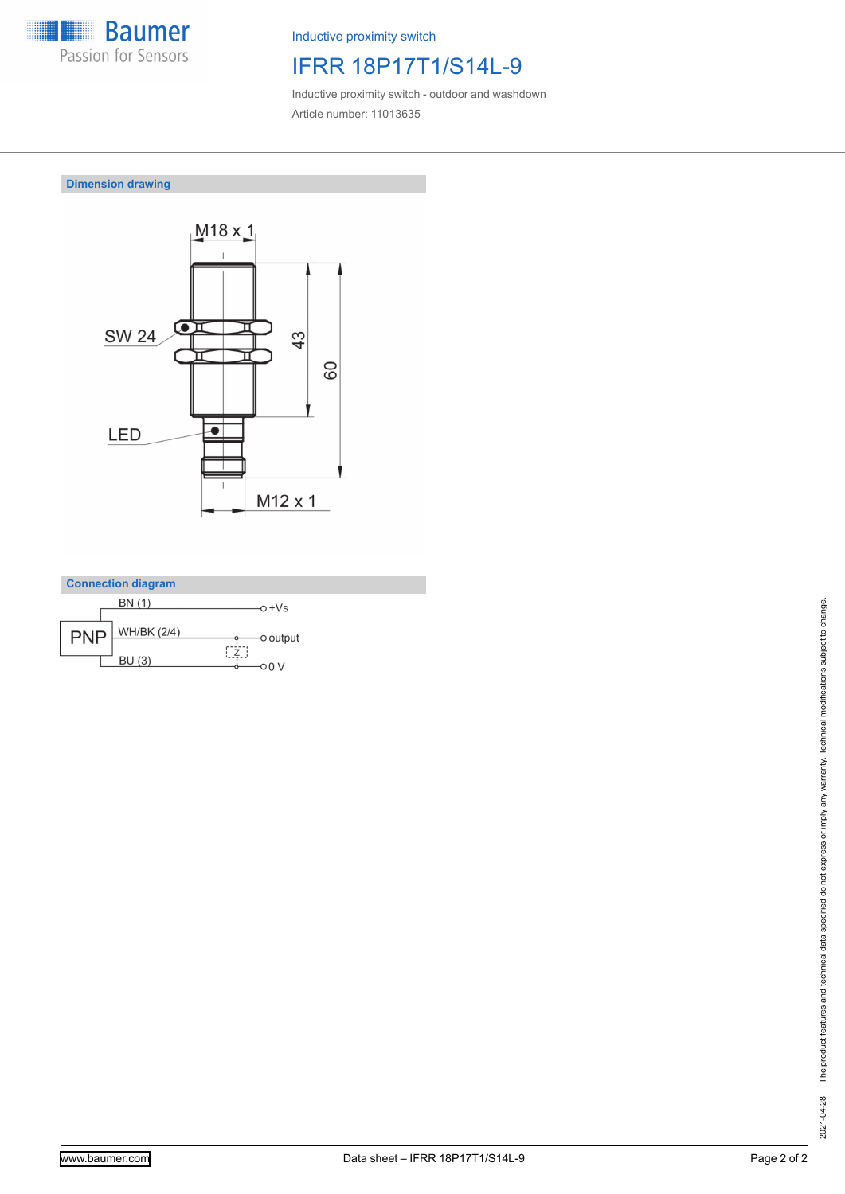Inductive proximity switch

# IFRR 18P17T1/S14L-9

Inductive proximity switch - outdoor and washdown

Article number: 11013635

## Dimension drawing

M18 x 1

SW 24

43

60

LED

M12 x 1

## Connection diagram

PNP

BN (1)

+Vs

WH/BK (2/4)

output

Z

BU (3)

0 V

2021-04-28 The product features and technical data specified do not express or imply any warranty. Technical modifications subject to change.

www.baumer.com

Data sheet – IFRR 18P17T1/S14L-9